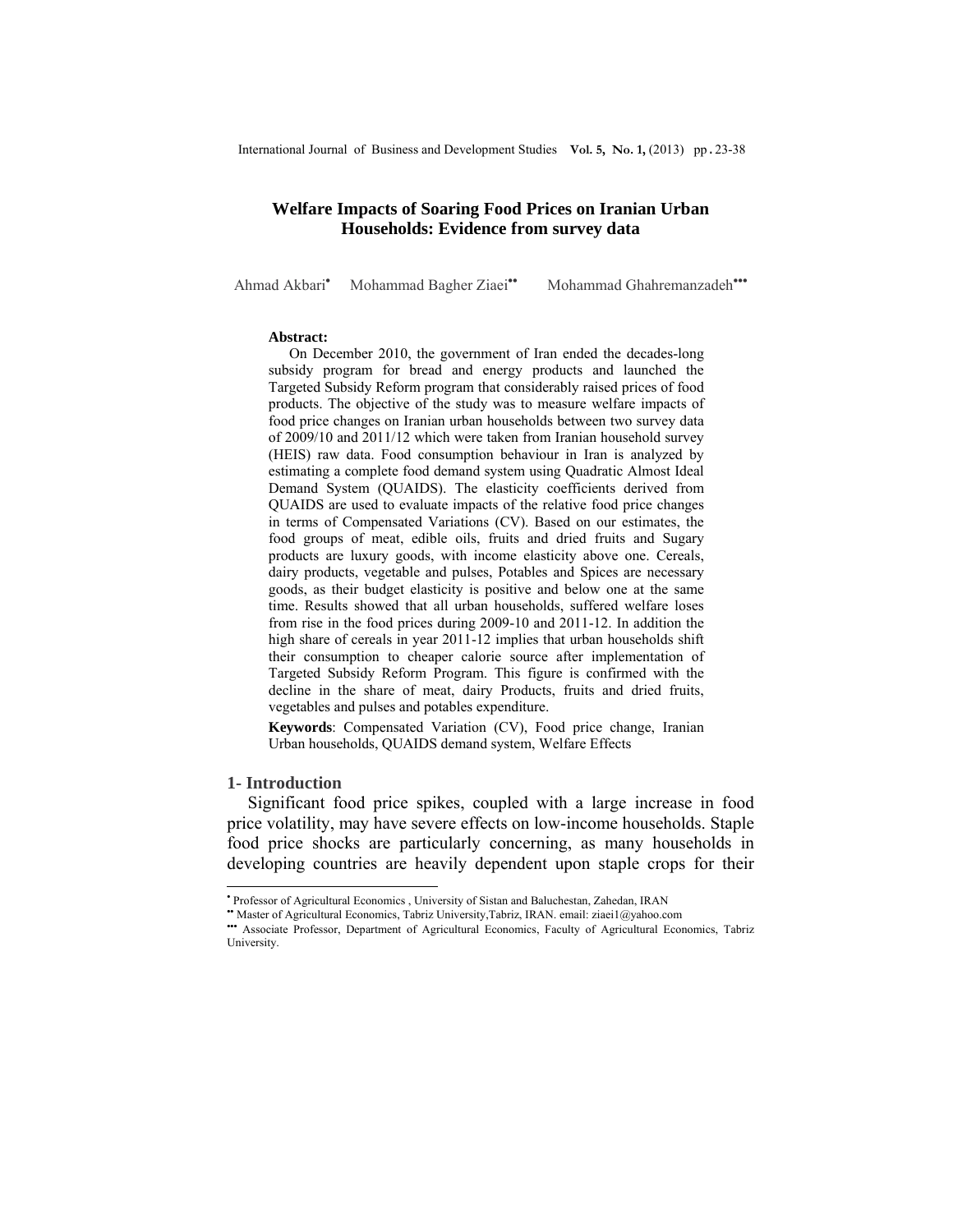# Welfare Impacts of Soaring Food Prices on Iranian Urban Households: Evidence from survey data

Ahmad Akbari[•] Mohammad Bagher Ziaei[••] Mohammad Ghahremanzadeh[•••]

**Abstract:**

On December 2010, the government of Iran ended the decades-long subsidy program for bread and energy products and launched the Targeted Subsidy Reform program that considerably raised prices of food products. The objective of the study was to measure welfare impacts of food price changes on Iranian urban households between two survey data of 2009/10 and 2011/12 which were taken from Iranian household survey (HEIS) raw data. Food consumption behaviour in Iran is analyzed by estimating a complete food demand system using Quadratic Almost Ideal Demand System (QUAIDS). The elasticity coefficients derived from QUAIDS are used to evaluate impacts of the relative food price changes in terms of Compensated Variations (CV). Based on our estimates, the food groups of meat, edible oils, fruits and dried fruits and Sugary products are luxury goods, with income elasticity above one. Cereals, dairy products, vegetable and pulses, Potables and Spices are necessary goods, as their budget elasticity is positive and below one at the same time. Results showed that all urban households, suffered welfare loses from rise in the food prices during 2009-10 and 2011-12. In addition the high share of cereals in year 2011-12 implies that urban households shift their consumption to cheaper calorie source after implementation of Targeted Subsidy Reform Program. This figure is confirmed with the decline in the share of meat, dairy Products, fruits and dried fruits, vegetables and pulses and potables expenditure.

**Keywords**: Compensated Variation (CV), Food price change, Iranian Urban households, QUAIDS demand system, Welfare Effects

## 1- Introduction

Significant food price spikes, coupled with a large increase in food price volatility, may have severe effects on low-income households. Staple food price shocks are particularly concerning, as many households in developing countries are heavily dependent upon staple crops for their

---

[•] Professor of Agricultural Economics , University of Sistan and Baluchestan, Zahedan, IRAN

[••] Master of Agricultural Economics, Tabriz University,Tabriz, IRAN. email: ziaei1@yahoo.com

[•••] Associate Professor, Department of Agricultural Economics, Faculty of Agricultural Economics, Tabriz University.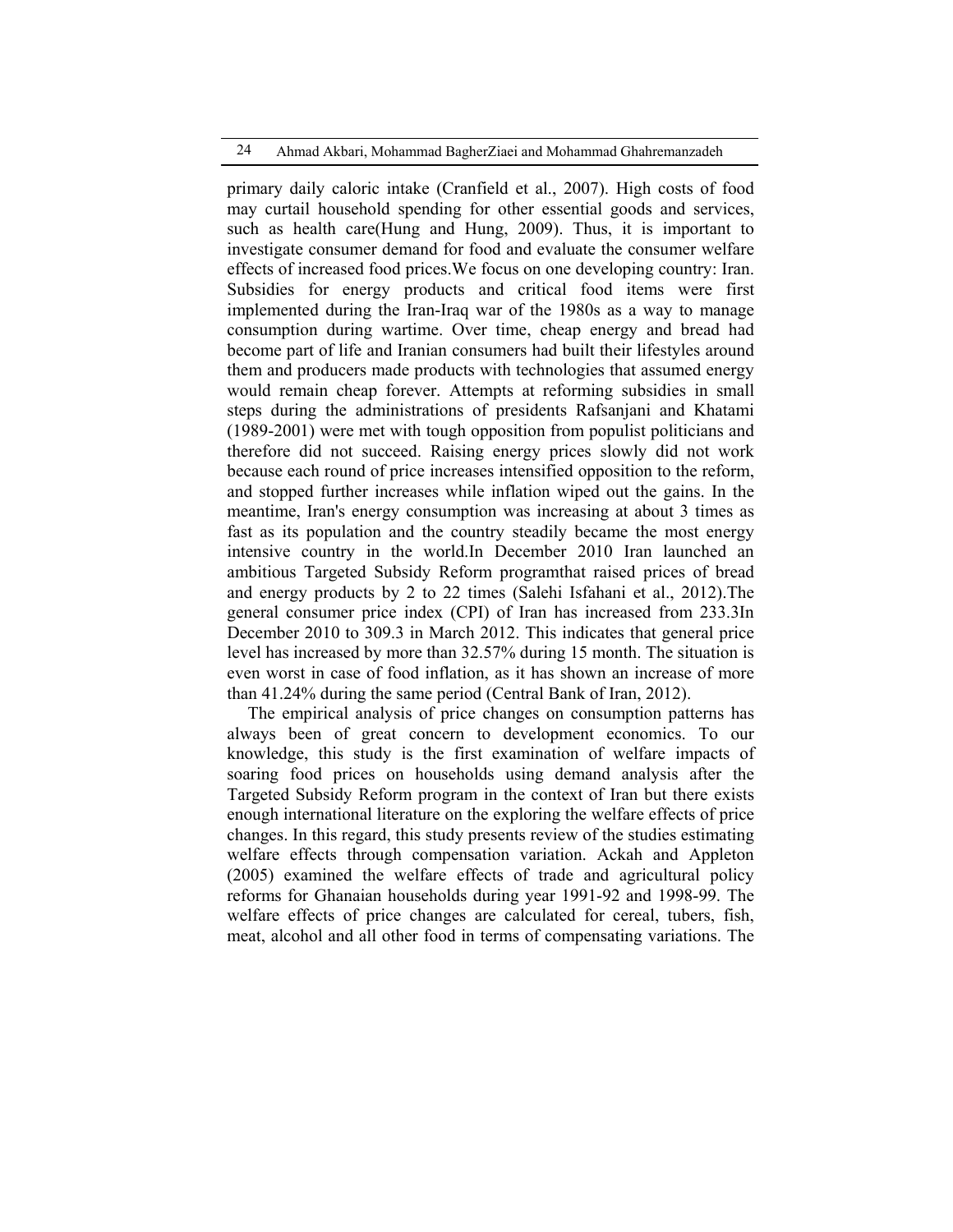primary daily caloric intake (Cranfield et al., 2007). High costs of food may curtail household spending for other essential goods and services, such as health care(Hung and Hung, 2009). Thus, it is important to investigate consumer demand for food and evaluate the consumer welfare effects of increased food prices.We focus on one developing country: Iran. Subsidies for energy products and critical food items were first implemented during the Iran-Iraq war of the 1980s as a way to manage consumption during wartime. Over time, cheap energy and bread had become part of life and Iranian consumers had built their lifestyles around them and producers made products with technologies that assumed energy would remain cheap forever. Attempts at reforming subsidies in small steps during the administrations of presidents Rafsanjani and Khatami (1989-2001) were met with tough opposition from populist politicians and therefore did not succeed. Raising energy prices slowly did not work because each round of price increases intensified opposition to the reform, and stopped further increases while inflation wiped out the gains. In the meantime, Iran's energy consumption was increasing at about 3 times as fast as its population and the country steadily became the most energy intensive country in the world.In December 2010 Iran launched an ambitious Targeted Subsidy Reform programthat raised prices of bread and energy products by 2 to 22 times (Salehi Isfahani et al., 2012).The general consumer price index (CPI) of Iran has increased from 233.3In December 2010 to 309.3 in March 2012. This indicates that general price level has increased by more than 32.57% during 15 month. The situation is even worst in case of food inflation, as it has shown an increase of more than 41.24% during the same period (Central Bank of Iran, 2012).

The empirical analysis of price changes on consumption patterns has always been of great concern to development economics. To our knowledge, this study is the first examination of welfare impacts of soaring food prices on households using demand analysis after the Targeted Subsidy Reform program in the context of Iran but there exists enough international literature on the exploring the welfare effects of price changes. In this regard, this study presents review of the studies estimating welfare effects through compensation variation. Ackah and Appleton (2005) examined the welfare effects of trade and agricultural policy reforms for Ghanaian households during year 1991-92 and 1998-99. The welfare effects of price changes are calculated for cereal, tubers, fish, meat, alcohol and all other food in terms of compensating variations. The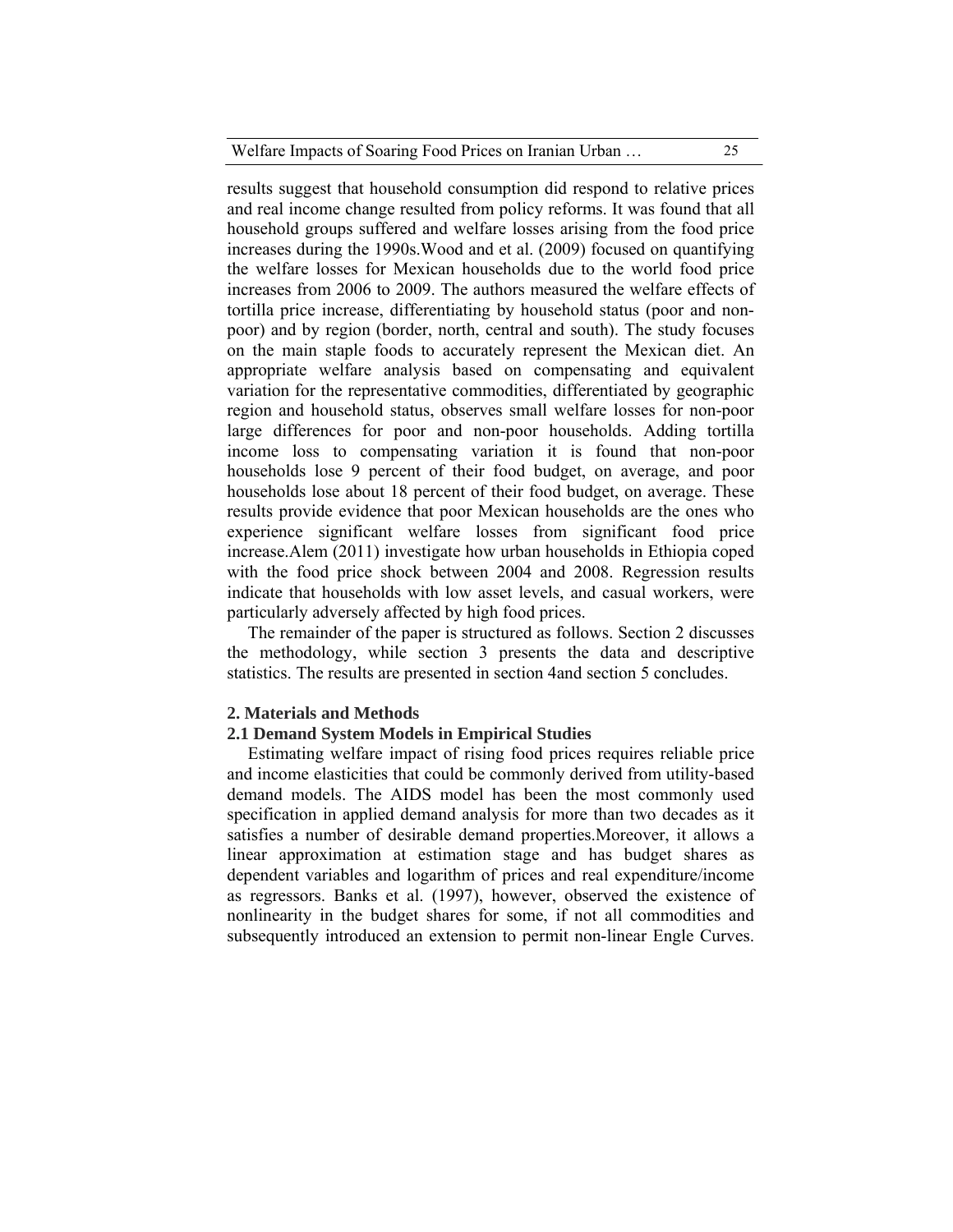results suggest that household consumption did respond to relative prices and real income change resulted from policy reforms. It was found that all household groups suffered and welfare losses arising from the food price increases during the 1990s.Wood and et al. (2009) focused on quantifying the welfare losses for Mexican households due to the world food price increases from 2006 to 2009. The authors measured the welfare effects of tortilla price increase, differentiating by household status (poor and non-poor) and by region (border, north, central and south). The study focuses on the main staple foods to accurately represent the Mexican diet. An appropriate welfare analysis based on compensating and equivalent variation for the representative commodities, differentiated by geographic region and household status, observes small welfare losses for non-poor large differences for poor and non-poor households. Adding tortilla income loss to compensating variation it is found that non-poor households lose 9 percent of their food budget, on average, and poor households lose about 18 percent of their food budget, on average. These results provide evidence that poor Mexican households are the ones who experience significant welfare losses from significant food price increase.Alem (2011) investigate how urban households in Ethiopia coped with the food price shock between 2004 and 2008. Regression results indicate that households with low asset levels, and casual workers, were particularly adversely affected by high food prices.

The remainder of the paper is structured as follows. Section 2 discusses the methodology, while section 3 presents the data and descriptive statistics. The results are presented in section 4and section 5 concludes.

## 2. Materials and Methods

### 2.1 Demand System Models in Empirical Studies

Estimating welfare impact of rising food prices requires reliable price and income elasticities that could be commonly derived from utility-based demand models. The AIDS model has been the most commonly used specification in applied demand analysis for more than two decades as it satisfies a number of desirable demand properties.Moreover, it allows a linear approximation at estimation stage and has budget shares as dependent variables and logarithm of prices and real expenditure/income as regressors. Banks et al. (1997), however, observed the existence of nonlinearity in the budget shares for some, if not all commodities and subsequently introduced an extension to permit non-linear Engle Curves.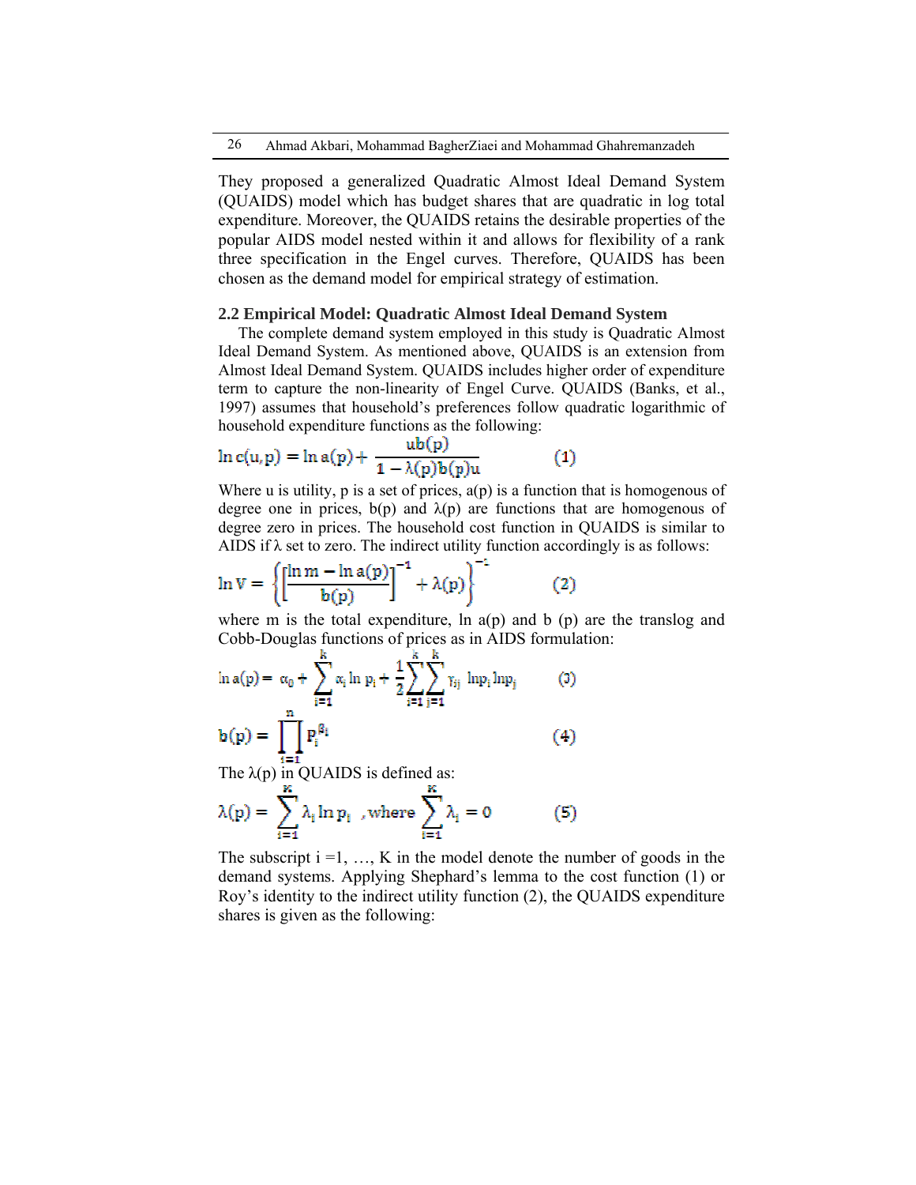They proposed a generalized Quadratic Almost Ideal Demand System (QUAIDS) model which has budget shares that are quadratic in log total expenditure. Moreover, the QUAIDS retains the desirable properties of the popular AIDS model nested within it and allows for flexibility of a rank three specification in the Engel curves. Therefore, QUAIDS has been chosen as the demand model for empirical strategy of estimation.

### 2.2 Empirical Model: Quadratic Almost Ideal Demand System

The complete demand system employed in this study is Quadratic Almost Ideal Demand System. As mentioned above, QUAIDS is an extension from Almost Ideal Demand System. QUAIDS includes higher order of expenditure term to capture the non-linearity of Engel Curve. QUAIDS (Banks, et al., 1997) assumes that household's preferences follow quadratic logarithmic of household expenditure functions as the following:

$$\ln c(u,p) = \ln a(p) + \frac{ub(p)}{1 - \lambda(p)b(p)u} \qquad (1)$$

Where u is utility, p is a set of prices, a(p) is a function that is homogenous of degree one in prices, b(p) and λ(p) are functions that are homogenous of degree zero in prices. The household cost function in QUAIDS is similar to AIDS if λ set to zero. The indirect utility function accordingly is as follows:

$$\ln V = \left\{ \left[ \frac{\ln m - \ln a(p)}{b(p)} \right]^{-1} + \lambda(p) \right\}^{-1} \qquad (2)$$

where m is the total expenditure, ln a(p) and b (p) are the translog and Cobb-Douglas functions of prices as in AIDS formulation:

$$\ln a(p) = \alpha_0 + \sum_{i=1}^{k} \alpha_i \ln p_i + \frac{1}{2} \sum_{i=1}^{k} \sum_{j=1}^{k} \gamma_{ij} \ln p_i \ln p_j \qquad (3)$$

$$b(p) = \prod_{i=1}^{n} p_i^{\beta_i} \qquad (4)$$

The λ(p) in QUAIDS is defined as:

$$\lambda(p) = \sum_{i=1}^{K} \lambda_i \ln p_i \quad \text{, where} \sum_{i=1}^{K} \lambda_i = 0 \qquad (5)$$

The subscript i =1, …, K in the model denote the number of goods in the demand systems. Applying Shephard's lemma to the cost function (1) or Roy's identity to the indirect utility function (2), the QUAIDS expenditure shares is given as the following: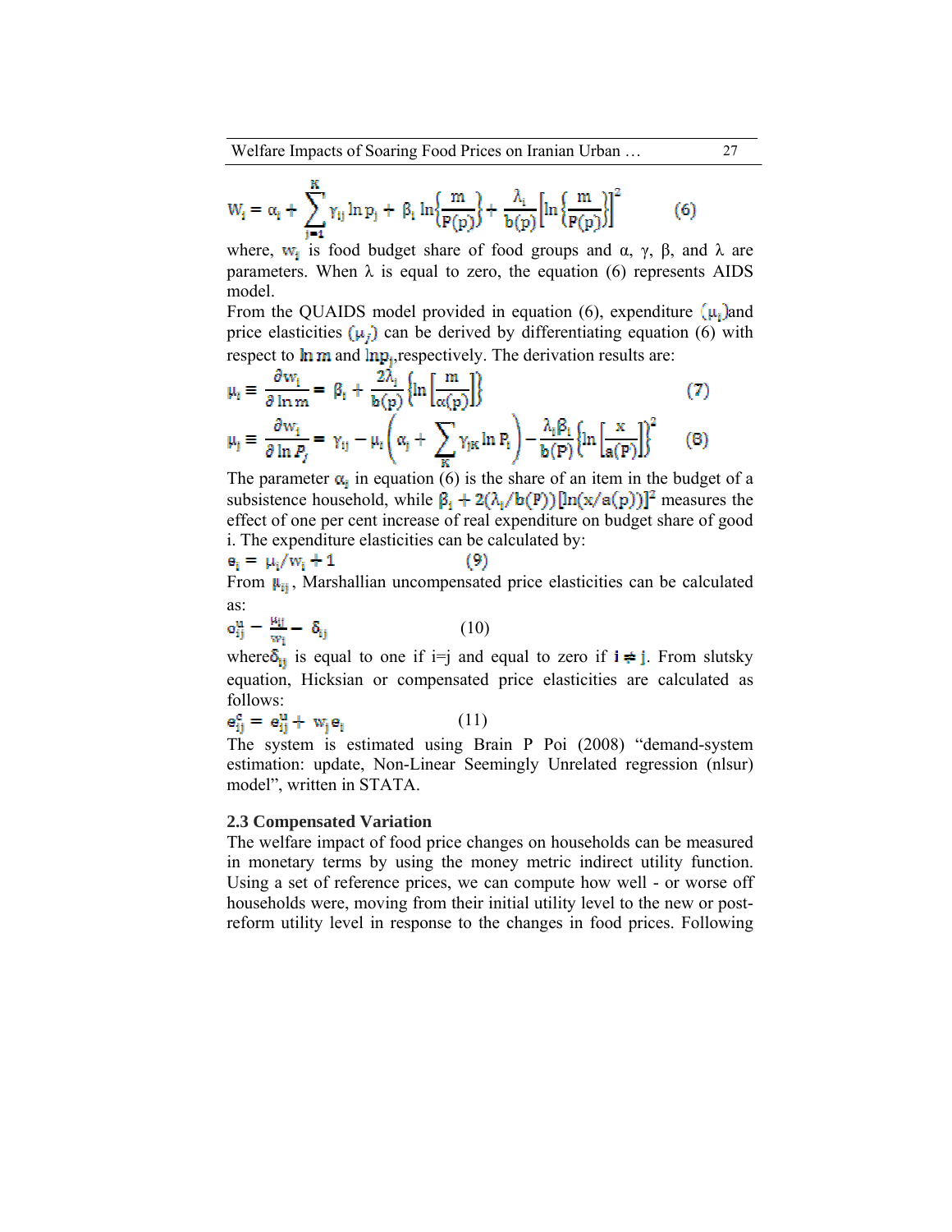$$W_i = \alpha_i + \sum_{j=1}^{K} \gamma_{ij} \ln p_j + \beta_i \ln\left\{\frac{m}{P(p)}\right\} + \frac{\lambda_i}{b(p)}\left[\ln\left\{\frac{m}{P(p)}\right\}\right]^2 \qquad (6)$$

where, $w_i$ is food budget share of food groups and α, γ, β, and λ are parameters. When λ is equal to zero, the equation (6) represents AIDS model.

From the QUAIDS model provided in equation (6), expenditure $(\mu_i)$and price elasticities $(\mu_j)$ can be derived by differentiating equation (6) with respect to $\ln m$ and $\ln p_j$,respectively. The derivation results are:

$$\mu_i \equiv \frac{\partial w_i}{\partial \ln m} = \beta_i + \frac{2\lambda_i}{b(p)}\left\{\ln\left[\frac{m}{a(p)}\right]\right\} \qquad (7)$$

$$\mu_j \equiv \frac{\partial w_i}{\partial \ln P_j} = \gamma_{ij} - \mu_i\left(\alpha_j + \sum_{K} \gamma_{jK} \ln P_i\right) - \frac{\lambda_i \beta_i}{b(P)}\left\{\ln\left[\frac{x}{a(P)}\right]\right\}^2 \qquad (8)$$

The parameter $\alpha_i$ in equation (6) is the share of an item in the budget of a subsistence household, while $\beta_i + 2(\lambda_i/b(P))[\ln(x/a(p))]^2$ measures the effect of one per cent increase of real expenditure on budget share of good i. The expenditure elasticities can be calculated by:

$$e_i = \mu_i/w_i + 1 \qquad (9)$$

From $\mu_{ij}$, Marshallian uncompensated price elasticities can be calculated as:

$$e_{ij}^u = \frac{\mu_{ij}}{w_i} - \delta_{ij} \qquad (10)$$

where$\delta_{ij}$ is equal to one if i=j and equal to zero if $i \neq j$. From slutsky equation, Hicksian or compensated price elasticities are calculated as follows:

$$e_{ij}^c = e_{ij}^u + w_j e_i \qquad (11)$$

The system is estimated using Brain P Poi (2008) "demand-system estimation: update, Non-Linear Seemingly Unrelated regression (nlsur) model", written in STATA.

### 2.3 Compensated Variation

The welfare impact of food price changes on households can be measured in monetary terms by using the money metric indirect utility function. Using a set of reference prices, we can compute how well - or worse off households were, moving from their initial utility level to the new or post-reform utility level in response to the changes in food prices. Following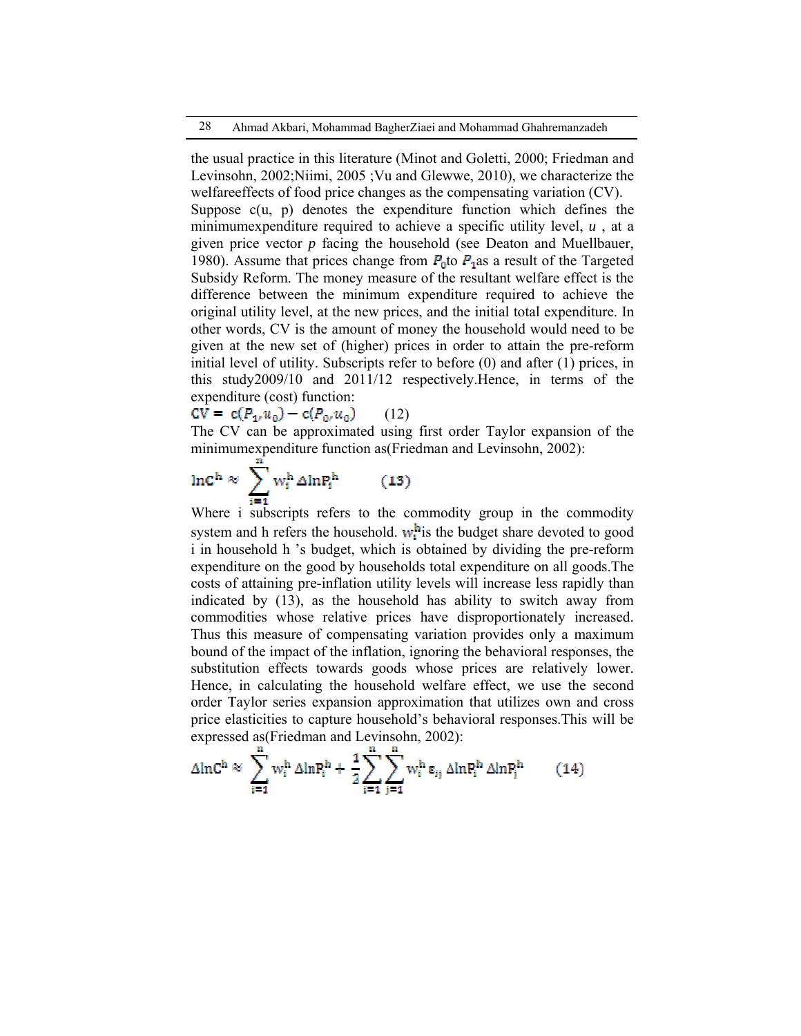the usual practice in this literature (Minot and Goletti, 2000; Friedman and Levinsohn, 2002;Niimi, 2005 ;Vu and Glewwe, 2010), we characterize the welfareeffects of food price changes as the compensating variation (CV). Suppose c(u, p) denotes the expenditure function which defines the minimumexpenditure required to achieve a specific utility level, *u* , at a given price vector *p* facing the household (see Deaton and Muellbauer, 1980). Assume that prices change from $P_0$to $P_1$as a result of the Targeted Subsidy Reform. The money measure of the resultant welfare effect is the difference between the minimum expenditure required to achieve the original utility level, at the new prices, and the initial total expenditure. In other words, CV is the amount of money the household would need to be given at the new set of (higher) prices in order to attain the pre-reform initial level of utility. Subscripts refer to before (0) and after (1) prices, in this study2009/10 and 2011/12 respectively.Hence, in terms of the expenditure (cost) function:

$$CV = c(P_1, u_0) - c(P_0, u_0) \qquad (12)$$

The CV can be approximated using first order Taylor expansion of the minimumexpenditure function as(Friedman and Levinsohn, 2002):

$$\ln C^h \approx \sum_{i=1}^{n} w_i^h \Delta \ln P_i^h \qquad (13)$$

Where i subscripts refers to the commodity group in the commodity system and h refers the household. $w_i^h$is the budget share devoted to good i in household h 's budget, which is obtained by dividing the pre-reform expenditure on the good by households total expenditure on all goods.The costs of attaining pre-inflation utility levels will increase less rapidly than indicated by (13), as the household has ability to switch away from commodities whose relative prices have disproportionately increased. Thus this measure of compensating variation provides only a maximum bound of the impact of the inflation, ignoring the behavioral responses, the substitution effects towards goods whose prices are relatively lower. Hence, in calculating the household welfare effect, we use the second order Taylor series expansion approximation that utilizes own and cross price elasticities to capture household's behavioral responses.This will be expressed as(Friedman and Levinsohn, 2002):

$$\Delta \ln C^h \approx \sum_{i=1}^{n} w_i^h \Delta \ln P_i^h + \frac{1}{2} \sum_{i=1}^{n} \sum_{j=1}^{n} w_i^h \varepsilon_{ij} \Delta \ln P_i^h \Delta \ln P_j^h \qquad (14)$$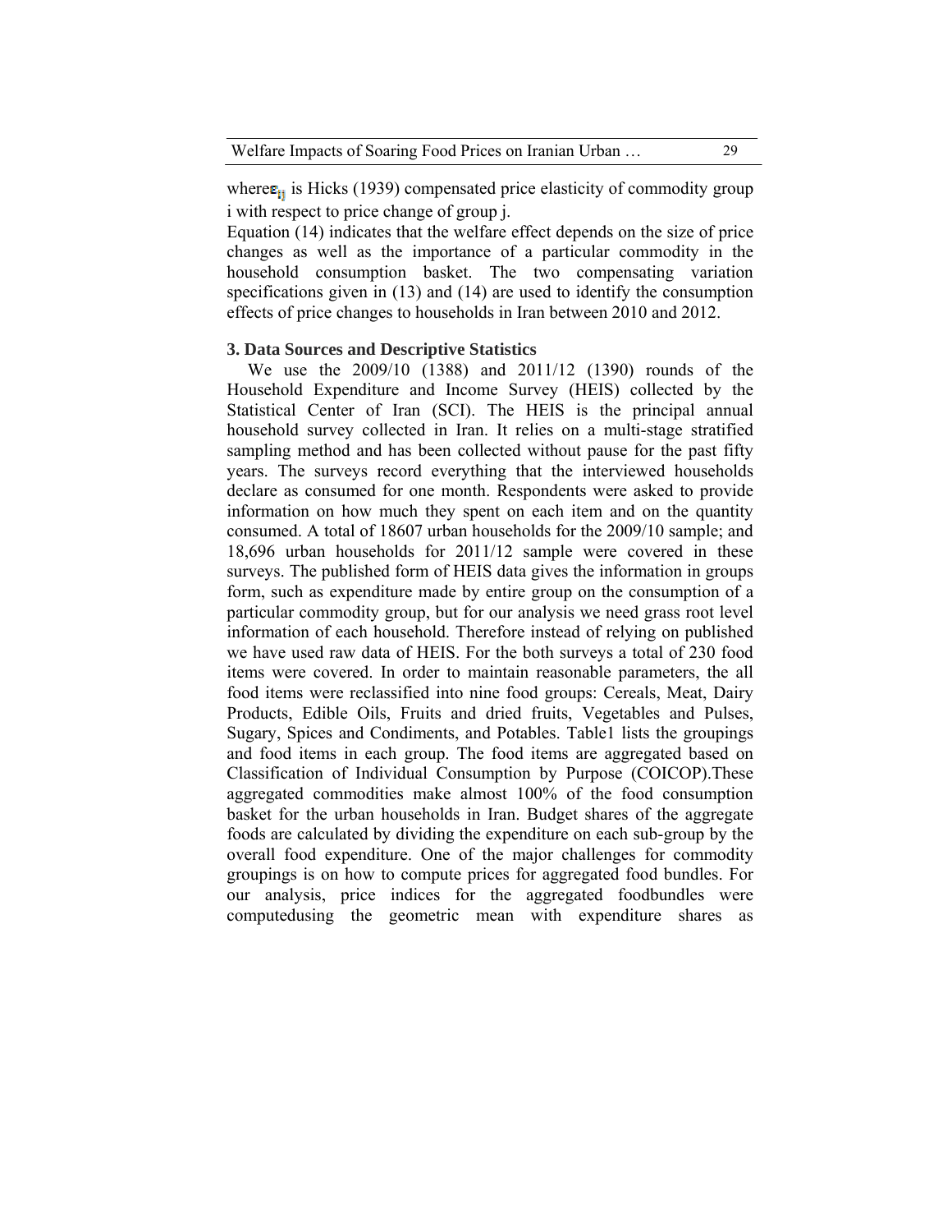where $\varepsilon_{ij}$ is Hicks (1939) compensated price elasticity of commodity group i with respect to price change of group j.

Equation (14) indicates that the welfare effect depends on the size of price changes as well as the importance of a particular commodity in the household consumption basket. The two compensating variation specifications given in (13) and (14) are used to identify the consumption effects of price changes to households in Iran between 2010 and 2012.

### 3. Data Sources and Descriptive Statistics

We use the 2009/10 (1388) and 2011/12 (1390) rounds of the Household Expenditure and Income Survey (HEIS) collected by the Statistical Center of Iran (SCI). The HEIS is the principal annual household survey collected in Iran. It relies on a multi-stage stratified sampling method and has been collected without pause for the past fifty years. The surveys record everything that the interviewed households declare as consumed for one month. Respondents were asked to provide information on how much they spent on each item and on the quantity consumed. A total of 18607 urban households for the 2009/10 sample; and 18,696 urban households for 2011/12 sample were covered in these surveys. The published form of HEIS data gives the information in groups form, such as expenditure made by entire group on the consumption of a particular commodity group, but for our analysis we need grass root level information of each household. Therefore instead of relying on published we have used raw data of HEIS. For the both surveys a total of 230 food items were covered. In order to maintain reasonable parameters, the all food items were reclassified into nine food groups: Cereals, Meat, Dairy Products, Edible Oils, Fruits and dried fruits, Vegetables and Pulses, Sugary, Spices and Condiments, and Potables. Table1 lists the groupings and food items in each group. The food items are aggregated based on Classification of Individual Consumption by Purpose (COICOP).These aggregated commodities make almost 100% of the food consumption basket for the urban households in Iran. Budget shares of the aggregate foods are calculated by dividing the expenditure on each sub-group by the overall food expenditure. One of the major challenges for commodity groupings is on how to compute prices for aggregated food bundles. For our analysis, price indices for the aggregated foodbundles were computedusing the geometric mean with expenditure shares as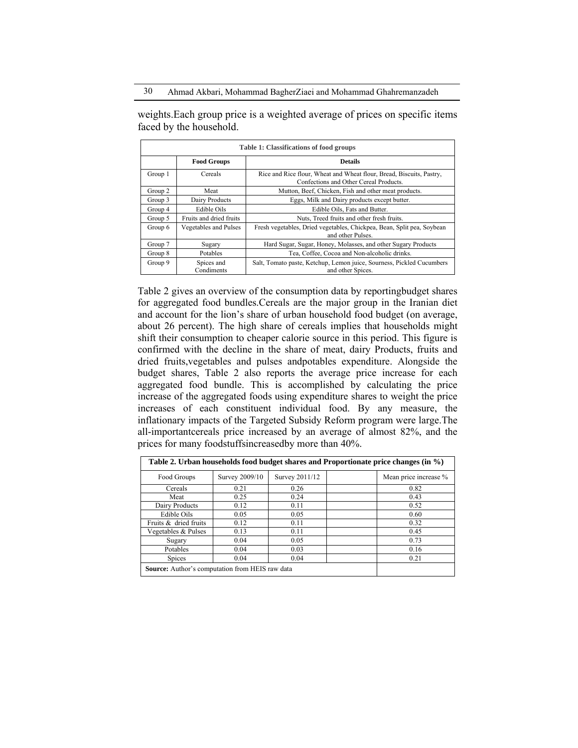weights.Each group price is a weighted average of prices on specific items faced by the household.

**Table 1: Classifications of food groups**

| | Food Groups | Details |
|---|---|---|
| Group 1 | Cereals | Rice and Rice flour, Wheat and Wheat flour, Bread, Biscuits, Pastry, Confections and Other Cereal Products. |
| Group 2 | Meat | Mutton, Beef, Chicken, Fish and other meat products. |
| Group 3 | Dairy Products | Eggs, Milk and Dairy products except butter. |
| Group 4 | Edible Oils | Edible Oils, Fats and Butter. |
| Group 5 | Fruits and dried fruits | Nuts, Treed fruits and other fresh fruits. |
| Group 6 | Vegetables and Pulses | Fresh vegetables, Dried vegetables, Chickpea, Bean, Split pea, Soybean and other Pulses. |
| Group 7 | Sugary | Hard Sugar, Sugar, Honey, Molasses, and other Sugary Products |
| Group 8 | Potables | Tea, Coffee, Cocoa and Non-alcoholic drinks. |
| Group 9 | Spices and Condiments | Salt, Tomato paste, Ketchup, Lemon juice, Sourness, Pickled Cucumbers and other Spices. |

Table 2 gives an overview of the consumption data by reportingbudget shares for aggregated food bundles.Cereals are the major group in the Iranian diet and account for the lion's share of urban household food budget (on average, about 26 percent). The high share of cereals implies that households might shift their consumption to cheaper calorie source in this period. This figure is confirmed with the decline in the share of meat, dairy Products, fruits and dried fruits,vegetables and pulses andpotables expenditure. Alongside the budget shares, Table 2 also reports the average price increase for each aggregated food bundle. This is accomplished by calculating the price increase of the aggregated foods using expenditure shares to weight the price increases of each constituent individual food. By any measure, the inflationary impacts of the Targeted Subsidy Reform program were large.The all-importantcereals price increased by an average of almost 82%, and the prices for many foodstuffsincreasedby more than 40%.

**Table 2. Urban households food budget shares and Proportionate price changes (in %)**

| Food Groups | Survey 2009/10 | Survey 2011/12 | | Mean price increase % |
|---|---|---|---|---|
| Cereals | 0.21 | 0.26 | | 0.82 |
| Meat | 0.25 | 0.24 | | 0.43 |
| Dairy Products | 0.12 | 0.11 | | 0.52 |
| Edible Oils | 0.05 | 0.05 | | 0.60 |
| Fruits & dried fruits | 0.12 | 0.11 | | 0.32 |
| Vegetables & Pulses | 0.13 | 0.11 | | 0.45 |
| Sugary | 0.04 | 0.05 | | 0.73 |
| Potables | 0.04 | 0.03 | | 0.16 |
| Spices | 0.04 | 0.04 | | 0.21 |

**Source:** Author's computation from HEIS raw data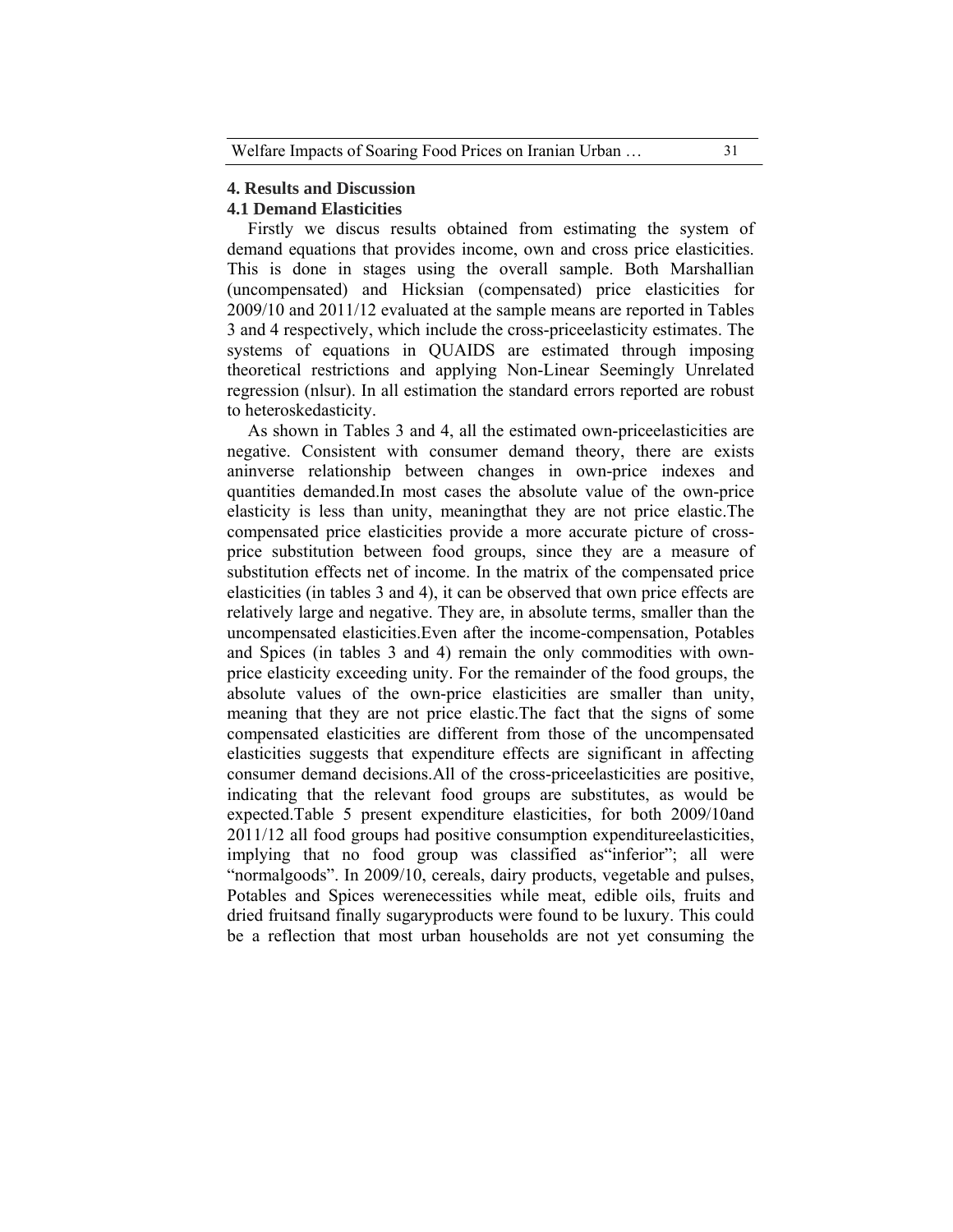## 4. Results and Discussion

### 4.1 Demand Elasticities

Firstly we discus results obtained from estimating the system of demand equations that provides income, own and cross price elasticities. This is done in stages using the overall sample. Both Marshallian (uncompensated) and Hicksian (compensated) price elasticities for 2009/10 and 2011/12 evaluated at the sample means are reported in Tables 3 and 4 respectively, which include the cross-priceelasticity estimates. The systems of equations in QUAIDS are estimated through imposing theoretical restrictions and applying Non-Linear Seemingly Unrelated regression (nlsur). In all estimation the standard errors reported are robust to heteroskedasticity.

As shown in Tables 3 and 4, all the estimated own-priceelasticities are negative. Consistent with consumer demand theory, there are exists aninverse relationship between changes in own-price indexes and quantities demanded.In most cases the absolute value of the own-price elasticity is less than unity, meaningthat they are not price elastic.The compensated price elasticities provide a more accurate picture of cross-price substitution between food groups, since they are a measure of substitution effects net of income. In the matrix of the compensated price elasticities (in tables 3 and 4), it can be observed that own price effects are relatively large and negative. They are, in absolute terms, smaller than the uncompensated elasticities.Even after the income-compensation, Potables and Spices (in tables 3 and 4) remain the only commodities with own-price elasticity exceeding unity. For the remainder of the food groups, the absolute values of the own-price elasticities are smaller than unity, meaning that they are not price elastic.The fact that the signs of some compensated elasticities are different from those of the uncompensated elasticities suggests that expenditure effects are significant in affecting consumer demand decisions.All of the cross-priceelasticities are positive, indicating that the relevant food groups are substitutes, as would be expected.Table 5 present expenditure elasticities, for both 2009/10and 2011/12 all food groups had positive consumption expenditureelasticities, implying that no food group was classified as"inferior"; all were "normalgoods". In 2009/10, cereals, dairy products, vegetable and pulses, Potables and Spices werenecessities while meat, edible oils, fruits and dried fruitsand finally sugaryproducts were found to be luxury. This could be a reflection that most urban households are not yet consuming the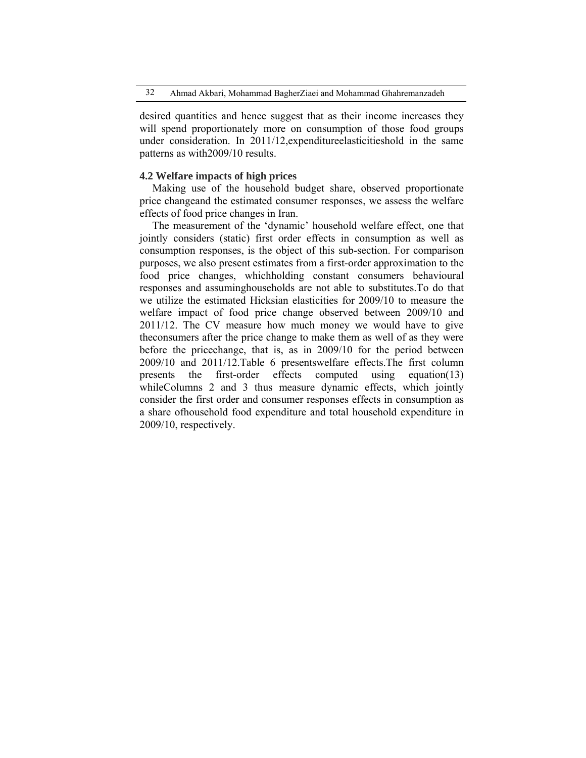desired quantities and hence suggest that as their income increases they will spend proportionately more on consumption of those food groups under consideration. In 2011/12,expenditureelasticitieshold in the same patterns as with2009/10 results.

### 4.2 Welfare impacts of high prices

Making use of the household budget share, observed proportionate price changeand the estimated consumer responses, we assess the welfare effects of food price changes in Iran.

The measurement of the 'dynamic' household welfare effect, one that jointly considers (static) first order effects in consumption as well as consumption responses, is the object of this sub-section. For comparison purposes, we also present estimates from a first-order approximation to the food price changes, whichholding constant consumers behavioural responses and assuminghouseholds are not able to substitutes.To do that we utilize the estimated Hicksian elasticities for 2009/10 to measure the welfare impact of food price change observed between 2009/10 and 2011/12. The CV measure how much money we would have to give theconsumers after the price change to make them as well of as they were before the pricechange, that is, as in 2009/10 for the period between 2009/10 and 2011/12.Table 6 presentswelfare effects.The first column presents the first-order effects computed using equation(13) whileColumns 2 and 3 thus measure dynamic effects, which jointly consider the first order and consumer responses effects in consumption as a share ofhousehold food expenditure and total household expenditure in 2009/10, respectively.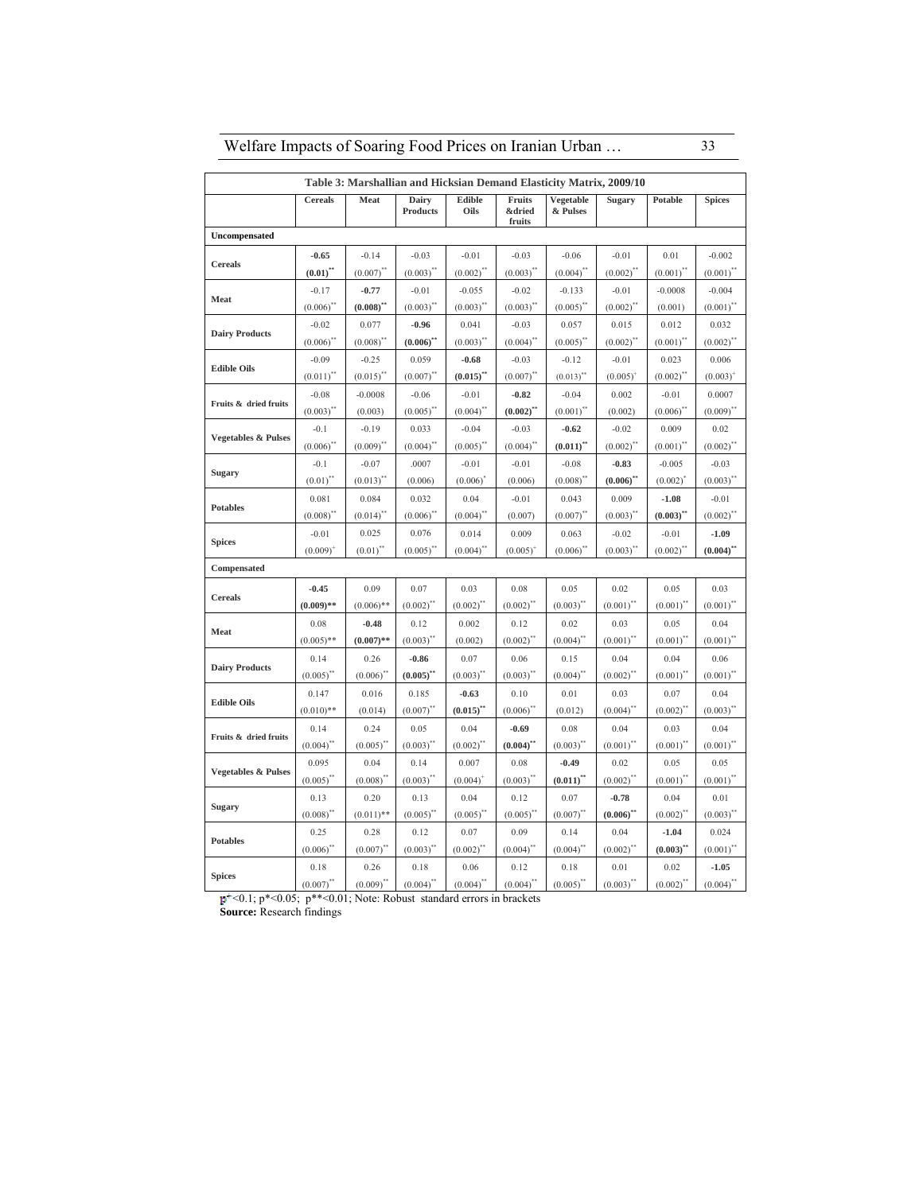**Table 3: Marshallian and Hicksian Demand Elasticity Matrix, 2009/10**

| | Cereals | Meat | Dairy Products | Edible Oils | Fruits &dried fruits | Vegetable & Pulses | Sugary | Potable | Spices |
|---|---|---|---|---|---|---|---|---|---|
| **Uncompensated** | | | | | | | | | |
| Cereals | **-0.65** | -0.14 | -0.03 | -0.01 | -0.03 | -0.06 | -0.01 | 0.01 | -0.002 |
| | **(0.01)**** | (0.007)** | (0.003)** | (0.002)** | (0.003)** | (0.004)** | (0.002)** | (0.001)** | (0.001)** |
| Meat | -0.17 | **-0.77** | -0.01 | -0.055 | -0.02 | -0.133 | -0.01 | -0.0008 | -0.004 |
| | (0.006)** | **(0.008)**** | (0.003)** | (0.003)** | (0.003)** | (0.005)** | (0.002)** | (0.001) | (0.001)** |
| Dairy Products | -0.02 | 0.077 | **-0.96** | 0.041 | -0.03 | 0.057 | 0.015 | 0.012 | 0.032 |
| | (0.006)** | (0.008)** | **(0.006)**** | (0.003)** | (0.004)** | (0.005)** | (0.002)** | (0.001)** | (0.002)** |
| Edible Oils | -0.09 | -0.25 | 0.059 | **-0.68** | -0.03 | -0.12 | -0.01 | 0.023 | 0.006 |
| | (0.011)** | (0.015)** | (0.007)** | **(0.015)**** | (0.007)** | (0.013)** | (0.005)+ | (0.002)** | (0.003)+ |
| Fruits & dried fruits | -0.08 | -0.0008 | -0.06 | -0.01 | **-0.82** | -0.04 | 0.002 | -0.01 | 0.0007 |
| | (0.003)** | (0.003) | (0.005)** | (0.004)** | **(0.002)**** | (0.001)** | (0.002) | (0.006)** | (0.009)** |
| Vegetables & Pulses | -0.1 | -0.19 | 0.033 | -0.04 | -0.03 | **-0.62** | -0.02 | 0.009 | 0.02 |
| | (0.006)** | (0.009)** | (0.004)** | (0.005)** | (0.004)** | **(0.011)**** | (0.002)** | (0.001)** | (0.002)** |
| Sugary | -0.1 | -0.07 | .0007 | -0.01 | -0.01 | -0.08 | **-0.83** | -0.005 | -0.03 |
| | (0.01)** | (0.013)** | (0.006) | (0.006)* | (0.006) | (0.008)** | **(0.006)**** | (0.002)* | (0.003)** |
| Potables | 0.081 | 0.084 | 0.032 | 0.04 | -0.01 | 0.043 | 0.009 | **-1.08** | -0.01 |
| | (0.008)** | (0.014)** | (0.006)** | (0.004)** | (0.007) | (0.007)** | (0.003)** | **(0.003)**** | (0.002)** |
| Spices | -0.01 | 0.025 | 0.076 | 0.014 | 0.009 | 0.063 | -0.02 | -0.01 | **-1.09** |
| | (0.009)+ | (0.01)** | (0.005)** | (0.004)** | (0.005)+ | (0.006)** | (0.003)** | (0.002)** | **(0.004)**** |
| **Compensated** | | | | | | | | | |
| Cereals | **-0.45** | 0.09 | 0.07 | 0.03 | 0.08 | 0.05 | 0.02 | 0.05 | 0.03 |
| | **(0.009)**** | (0.006)** | (0.002)** | (0.002)** | (0.002)** | (0.003)** | (0.001)** | (0.001)** | (0.001)** |
| Meat | 0.08 | **-0.48** | 0.12 | 0.002 | 0.12 | 0.02 | 0.03 | 0.05 | 0.04 |
| | (0.005)** | **(0.007)**** | (0.003)** | (0.002) | (0.002)** | (0.004)** | (0.001)** | (0.001)** | (0.001)** |
| Dairy Products | 0.14 | 0.26 | **-0.86** | 0.07 | 0.06 | 0.15 | 0.04 | 0.04 | 0.06 |
| | (0.005)** | (0.006)** | **(0.005)**** | (0.003)** | (0.003)** | (0.004)** | (0.002)** | (0.001)** | (0.001)** |
| Edible Oils | 0.147 | 0.016 | 0.185 | **-0.63** | 0.10 | 0.01 | 0.03 | 0.07 | 0.04 |
| | (0.010)** | (0.014) | (0.007)** | **(0.015)**** | (0.006)** | (0.012) | (0.004)** | (0.002)** | (0.003)** |
| Fruits & dried fruits | 0.14 | 0.24 | 0.05 | 0.04 | **-0.69** | 0.08 | 0.04 | 0.03 | 0.04 |
| | (0.004)** | (0.005)** | (0.003)** | (0.002)** | **(0.004)**** | (0.003)** | (0.001)** | (0.001)** | (0.001)** |
| Vegetables & Pulses | 0.095 | 0.04 | 0.14 | 0.007 | 0.08 | **-0.49** | 0.02 | 0.05 | 0.05 |
| | (0.005)** | (0.008)** | (0.003)** | (0.004)+ | (0.003)** | **(0.011)**** | (0.002)** | (0.001)** | (0.001)** |
| Sugary | 0.13 | 0.20 | 0.13 | 0.04 | 0.12 | 0.07 | **-0.78** | 0.04 | 0.01 |
| | (0.008)** | (0.011)** | (0.005)** | (0.005)** | (0.005)** | (0.007)** | **(0.006)**** | (0.002)** | (0.003)** |
| Potables | 0.25 | 0.28 | 0.12 | 0.07 | 0.09 | 0.14 | 0.04 | **-1.04** | 0.024 |
| | (0.006)** | (0.007)** | (0.003)** | (0.002)** | (0.004)** | (0.004)** | (0.002)** | **(0.003)**** | (0.001)** |
| Spices | 0.18 | 0.26 | 0.18 | 0.06 | 0.12 | 0.18 | 0.01 | 0.02 | **-1.05** |
| | (0.007)** | (0.009)** | (0.004)** | (0.004)** | (0.004)** | (0.005)** | (0.003)** | (0.002)** | (0.004)** |

p+<0.1; p*<0.05; p**<0.01; Note: Robust standard errors in brackets

**Source:** Research findings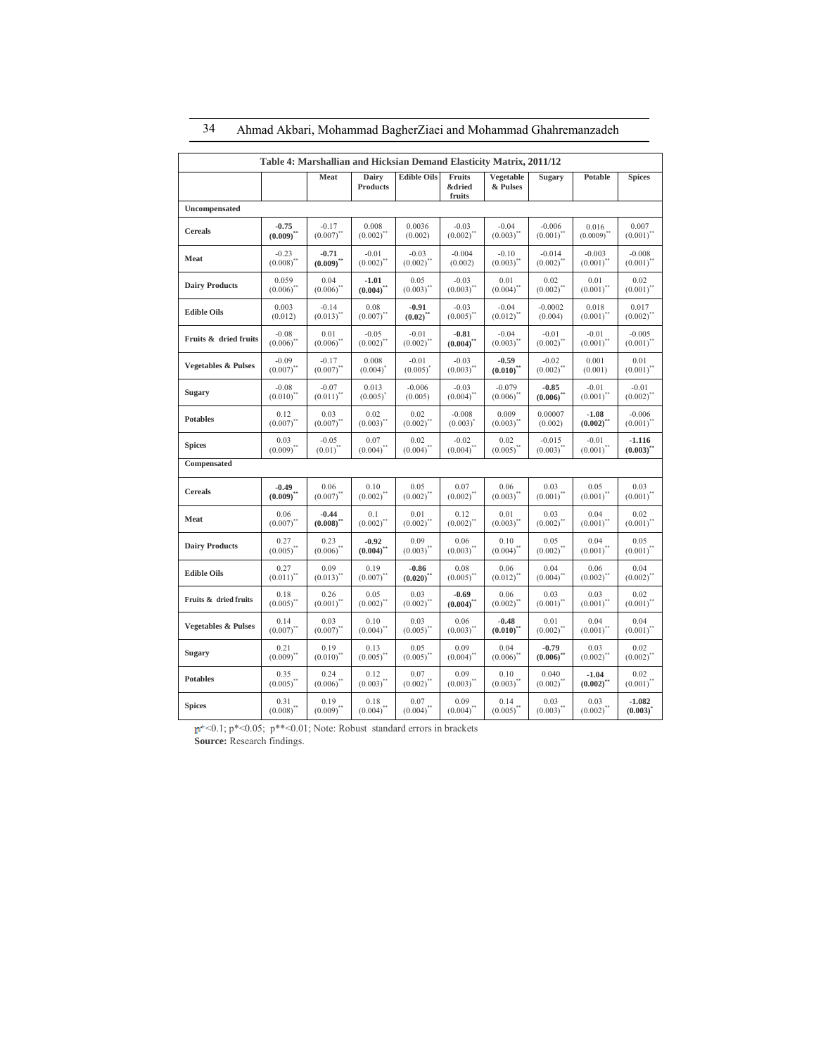**Table 4: Marshallian and Hicksian Demand Elasticity Matrix, 2011/12**

| | | Meat | Dairy Products | Edible Oils | Fruits &dried fruits | Vegetable & Pulses | Sugary | Potable | Spices |
|---|---|---|---|---|---|---|---|---|---|
| **Uncompensated** | | | | | | | | | |
| **Cereals** | **-0.75** **(0.009)****$^{**}$ | -0.17 (0.007)$^{**}$ | 0.008 (0.002)$^{**}$ | 0.0036 (0.002) | -0.03 (0.002)$^{**}$ | -0.04 (0.003)$^{**}$ | -0.006 (0.001)$^{**}$ | 0.016 (0.0009)$^{**}$ | 0.007 (0.001)$^{**}$ |
| **Meat** | -0.23 (0.008)$^{**}$ | **-0.71** **(0.009)**$^{**}$ | -0.01 (0.002)$^{**}$ | -0.03 (0.002)$^{**}$ | -0.004 (0.002) | -0.10 (0.003)$^{**}$ | -0.014 (0.002)$^{**}$ | -0.003 (0.001)$^{**}$ | -0.008 (0.001)$^{**}$ |
| **Dairy Products** | 0.059 (0.006)$^{**}$ | 0.04 (0.006)$^{**}$ | **-1.01** **(0.004)**$^{**}$ | 0.05 (0.003)$^{**}$ | -0.03 (0.003)$^{**}$ | 0.01 (0.004)$^{**}$ | 0.02 (0.002)$^{**}$ | 0.01 (0.001)$^{**}$ | 0.02 (0.001)$^{**}$ |
| **Edible Oils** | 0.003 (0.012) | -0.14 (0.013)$^{**}$ | 0.08 (0.007)$^{**}$ | **-0.91** **(0.02)**$^{**}$ | -0.03 (0.005)$^{**}$ | -0.04 (0.012)$^{**}$ | -0.0002 (0.004) | 0.018 (0.001)$^{**}$ | 0.017 (0.002)$^{**}$ |
| **Fruits & dried fruits** | -0.08 (0.006)$^{**}$ | 0.01 (0.006)$^{**}$ | -0.05 (0.002)$^{**}$ | -0.01 (0.002)$^{**}$ | **-0.81** **(0.004)**$^{**}$ | -0.04 (0.003)$^{**}$ | -0.01 (0.002)$^{**}$ | -0.01 (0.001)$^{**}$ | -0.005 (0.001)$^{**}$ |
| **Vegetables & Pulses** | -0.09 (0.007)$^{**}$ | -0.17 (0.007)$^{**}$ | 0.008 (0.004)$^{*}$ | -0.01 (0.005)$^{*}$ | -0.03 (0.003)$^{**}$ | **-0.59** **(0.010)**$^{**}$ | -0.02 (0.002)$^{**}$ | 0.001 (0.001) | 0.01 (0.001)$^{**}$ |
| **Sugary** | -0.08 (0.010)$^{**}$ | -0.07 (0.011)$^{**}$ | 0.013 (0.005)$^{*}$ | -0.006 (0.005) | -0.03 (0.004)$^{**}$ | -0.079 (0.006)$^{**}$ | **-0.85** **(0.006)**$^{**}$ | -0.01 (0.001)$^{**}$ | -0.01 (0.002)$^{**}$ |
| **Potables** | 0.12 (0.007)$^{**}$ | 0.03 (0.007)$^{**}$ | 0.02 (0.003)$^{**}$ | 0.02 (0.002)$^{**}$ | -0.008 (0.003)$^{*}$ | 0.009 (0.003)$^{**}$ | 0.00007 (0.002) | **-1.08** **(0.002)**$^{**}$ | -0.006 (0.001)$^{**}$ |
| **Spices** | 0.03 (0.009)$^{**}$ | -0.05 (0.01)$^{**}$ | 0.07 (0.004)$^{**}$ | 0.02 (0.004)$^{**}$ | -0.02 (0.004)$^{**}$ | 0.02 (0.005)$^{**}$ | -0.015 (0.003)$^{**}$ | -0.01 (0.001)$^{**}$ | **-1.116** **(0.003)**$^{**}$ |
| **Compensated** | | | | | | | | | |
| **Cereals** | **-0.49** **(0.009)**$^{**}$ | 0.06 (0.007)$^{**}$ | 0.10 (0.002)$^{**}$ | 0.05 (0.002)$^{**}$ | 0.07 (0.002)$^{**}$ | 0.06 (0.003)$^{**}$ | 0.03 (0.001)$^{**}$ | 0.05 (0.001)$^{**}$ | 0.03 (0.001)$^{**}$ |
| **Meat** | 0.06 (0.007)$^{**}$ | **-0.44** **(0.008)**$^{**}$ | 0.1 (0.002)$^{**}$ | 0.01 (0.002)$^{**}$ | 0.12 (0.002)$^{**}$ | 0.01 (0.003)$^{**}$ | 0.03 (0.002)$^{**}$ | 0.04 (0.001)$^{**}$ | 0.02 (0.001)$^{**}$ |
| **Dairy Products** | 0.27 (0.005)$^{**}$ | 0.23 (0.006)$^{**}$ | **-0.92** **(0.004)**$^{**}$ | 0.09 (0.003)$^{**}$ | 0.06 (0.003)$^{**}$ | 0.10 (0.004)$^{**}$ | 0.05 (0.002)$^{**}$ | 0.04 (0.001)$^{**}$ | 0.05 (0.001)$^{**}$ |
| **Edible Oils** | 0.27 (0.011)$^{**}$ | 0.09 (0.013)$^{**}$ | 0.19 (0.007)$^{**}$ | **-0.86** **(0.020)**$^{**}$ | 0.08 (0.005)$^{**}$ | 0.06 (0.012)$^{**}$ | 0.04 (0.004)$^{**}$ | 0.06 (0.002)$^{**}$ | 0.04 (0.002)$^{**}$ |
| **Fruits & dried fruits** | 0.18 (0.005)$^{**}$ | 0.26 (0.001)$^{**}$ | 0.05 (0.002)$^{**}$ | 0.03 (0.002)$^{**}$ | **-0.69** **(0.004)**$^{**}$ | 0.06 (0.002)$^{**}$ | 0.03 (0.001)$^{**}$ | 0.03 (0.001)$^{**}$ | 0.02 (0.001)$^{**}$ |
| **Vegetables & Pulses** | 0.14 (0.007)$^{**}$ | 0.03 (0.007)$^{**}$ | 0.10 (0.004)$^{**}$ | 0.03 (0.005)$^{**}$ | 0.06 (0.003)$^{**}$ | **-0.48** **(0.010)**$^{**}$ | 0.01 (0.002)$^{**}$ | 0.04 (0.001)$^{**}$ | 0.04 (0.001)$^{**}$ |
| **Sugary** | 0.21 (0.009)$^{**}$ | 0.19 (0.010)$^{**}$ | 0.13 (0.005)$^{**}$ | 0.05 (0.005)$^{**}$ | 0.09 (0.004)$^{**}$ | 0.04 (0.006)$^{**}$ | **-0.79** **(0.006)**$^{**}$ | 0.03 (0.002)$^{**}$ | 0.02 (0.002)$^{**}$ |
| **Potables** | 0.35 (0.005)$^{**}$ | 0.24 (0.006)$^{**}$ | 0.12 (0.003)$^{**}$ | 0.07 (0.002)$^{**}$ | 0.09 (0.003)$^{**}$ | 0.10 (0.003)$^{**}$ | 0.040 (0.002)$^{**}$ | **-1.04** **(0.002)**$^{**}$ | 0.02 (0.001)$^{**}$ |
| **Spices** | 0.31 (0.008)$^{**}$ | 0.19 (0.009)$^{**}$ | 0.18 (0.004)$^{**}$ | 0.07 (0.004)$^{**}$ | 0.09 (0.004)$^{**}$ | 0.14 (0.005)$^{**}$ | 0.03 (0.003)$^{**}$ | 0.03 (0.002)$^{**}$ | **-1.082** **(0.003)**$^{*}$ |

p+<0.1; p*<0.05; p**<0.01; Note: Robust standard errors in brackets

**Source:** Research findings.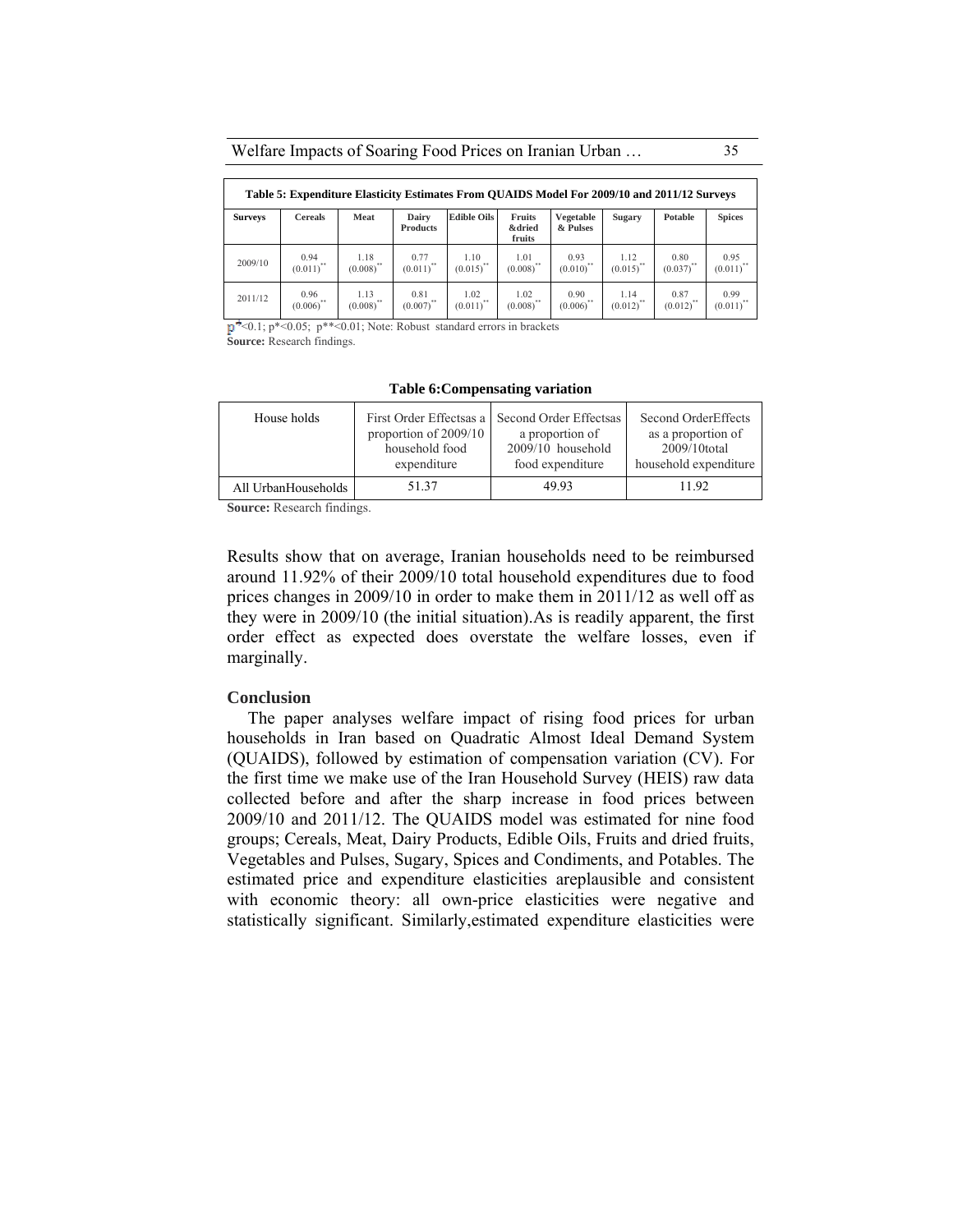**Table 5: Expenditure Elasticity Estimates From QUAIDS Model For 2009/10 and 2011/12 Surveys**

| Surveys | Cereals | Meat | Dairy Products | Edible Oils | Fruits &dried fruits | Vegetable & Pulses | Sugary | Potable | Spices |
|---|---|---|---|---|---|---|---|---|---|
| 2009/10 | 0.94 (0.011)** | 1.18 (0.008)** | 0.77 (0.011)** | 1.10 (0.015)** | 1.01 (0.008)** | 0.93 (0.010)** | 1.12 (0.015)** | 0.80 (0.037)** | 0.95 (0.011)** |
| 2011/12 | 0.96 (0.006)** | 1.13 (0.008)** | 0.81 (0.007)** | 1.02 (0.011)** | 1.02 (0.008)** | 0.90 (0.006)** | 1.14 (0.012)** | 0.87 (0.012)** | 0.99 (0.011)** |

p+<0.1; p*<0.05; p**<0.01; Note: Robust standard errors in brackets
**Source:** Research findings.

**Table 6:Compensating variation**

| House holds | First Order Effectsas a proportion of 2009/10 household food expenditure | Second Order Effectsas a proportion of 2009/10 household food expenditure | Second OrderEffects as a proportion of 2009/10total household expenditure |
|---|---|---|---|
| All UrbanHouseholds | 51.37 | 49.93 | 11.92 |

**Source:** Research findings.

Results show that on average, Iranian households need to be reimbursed around 11.92% of their 2009/10 total household expenditures due to food prices changes in 2009/10 in order to make them in 2011/12 as well off as they were in 2009/10 (the initial situation).As is readily apparent, the first order effect as expected does overstate the welfare losses, even if marginally.

## Conclusion

The paper analyses welfare impact of rising food prices for urban households in Iran based on Quadratic Almost Ideal Demand System (QUAIDS), followed by estimation of compensation variation (CV). For the first time we make use of the Iran Household Survey (HEIS) raw data collected before and after the sharp increase in food prices between 2009/10 and 2011/12. The QUAIDS model was estimated for nine food groups; Cereals, Meat, Dairy Products, Edible Oils, Fruits and dried fruits, Vegetables and Pulses, Sugary, Spices and Condiments, and Potables. The estimated price and expenditure elasticities areplausible and consistent with economic theory: all own-price elasticities were negative and statistically significant. Similarly,estimated expenditure elasticities were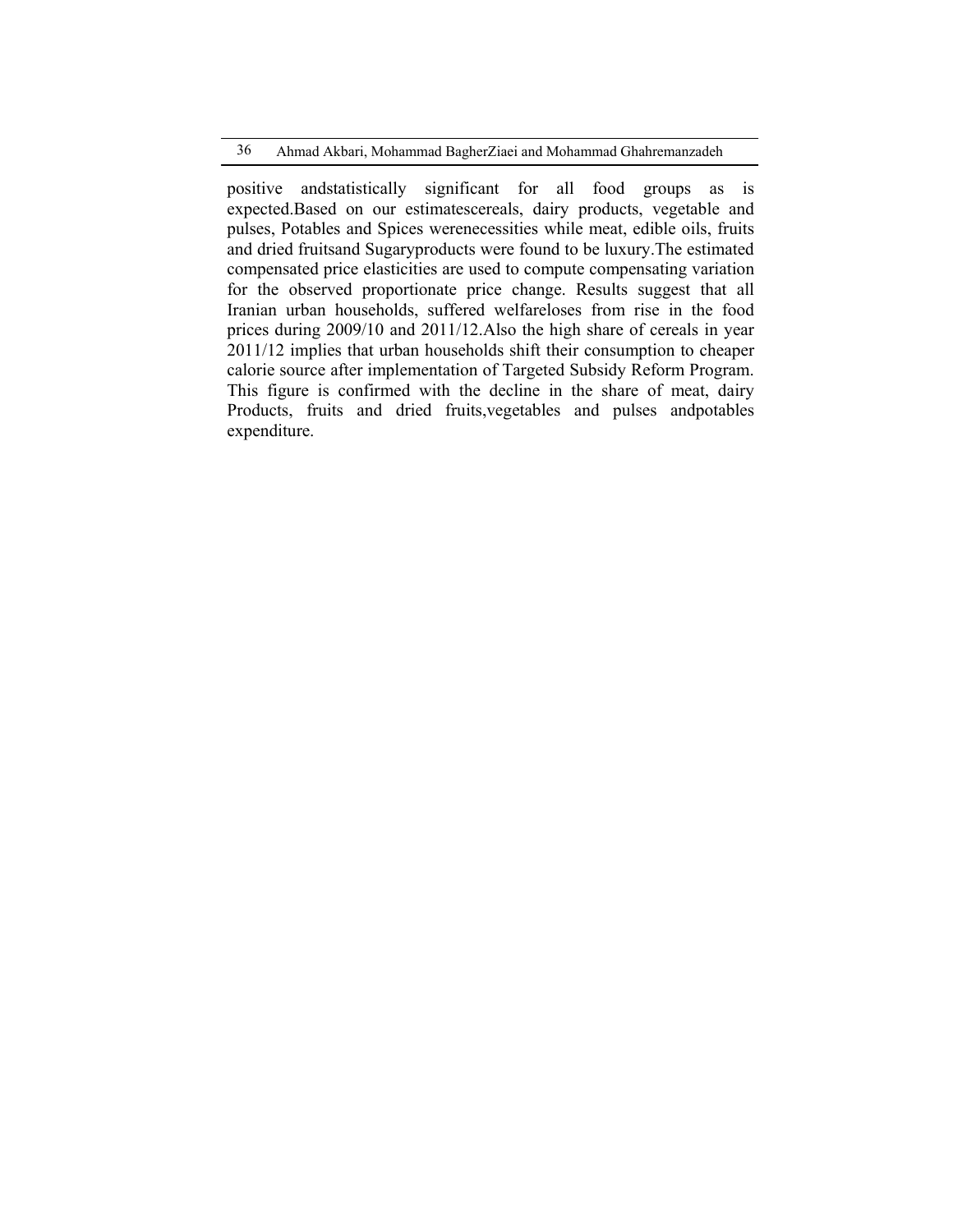positive andstatistically significant for all food groups as is expected.Based on our estimatescereals, dairy products, vegetable and pulses, Potables and Spices werenecessities while meat, edible oils, fruits and dried fruitsand Sugaryproducts were found to be luxury.The estimated compensated price elasticities are used to compute compensating variation for the observed proportionate price change. Results suggest that all Iranian urban households, suffered welfareloses from rise in the food prices during 2009/10 and 2011/12.Also the high share of cereals in year 2011/12 implies that urban households shift their consumption to cheaper calorie source after implementation of Targeted Subsidy Reform Program. This figure is confirmed with the decline in the share of meat, dairy Products, fruits and dried fruits,vegetables and pulses andpotables expenditure.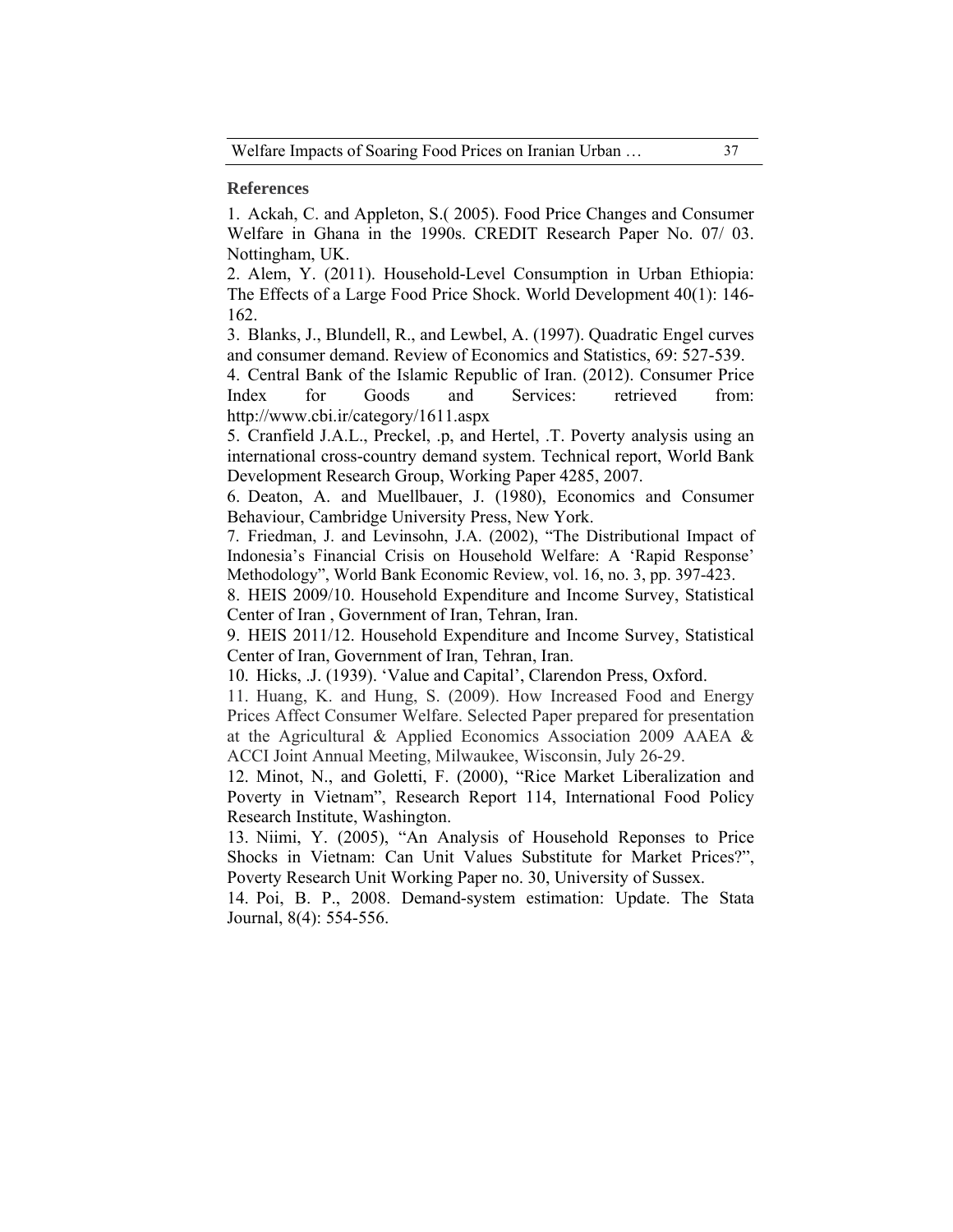## References

1. Ackah, C. and Appleton, S.( 2005). Food Price Changes and Consumer Welfare in Ghana in the 1990s. CREDIT Research Paper No. 07/ 03. Nottingham, UK.
2. Alem, Y. (2011). Household-Level Consumption in Urban Ethiopia: The Effects of a Large Food Price Shock. World Development 40(1): 146-162.
3. Blanks, J., Blundell, R., and Lewbel, A. (1997). Quadratic Engel curves and consumer demand. Review of Economics and Statistics, 69: 527-539.
4. Central Bank of the Islamic Republic of Iran. (2012). Consumer Price Index for Goods and Services: retrieved from: http://www.cbi.ir/category/1611.aspx
5. Cranfield J.A.L., Preckel, .p, and Hertel, .T. Poverty analysis using an international cross-country demand system. Technical report, World Bank Development Research Group, Working Paper 4285, 2007.
6. Deaton, A. and Muellbauer, J. (1980), Economics and Consumer Behaviour, Cambridge University Press, New York.
7. Friedman, J. and Levinsohn, J.A. (2002), "The Distributional Impact of Indonesia's Financial Crisis on Household Welfare: A 'Rapid Response' Methodology", World Bank Economic Review, vol. 16, no. 3, pp. 397-423.
8. HEIS 2009/10. Household Expenditure and Income Survey, Statistical Center of Iran , Government of Iran, Tehran, Iran.
9. HEIS 2011/12. Household Expenditure and Income Survey, Statistical Center of Iran, Government of Iran, Tehran, Iran.
10. Hicks, .J. (1939). 'Value and Capital', Clarendon Press, Oxford.
11. Huang, K. and Hung, S. (2009). How Increased Food and Energy Prices Affect Consumer Welfare. Selected Paper prepared for presentation at the Agricultural & Applied Economics Association 2009 AAEA & ACCI Joint Annual Meeting, Milwaukee, Wisconsin, July 26-29.
12. Minot, N., and Goletti, F. (2000), "Rice Market Liberalization and Poverty in Vietnam", Research Report 114, International Food Policy Research Institute, Washington.
13. Niimi, Y. (2005), "An Analysis of Household Reponses to Price Shocks in Vietnam: Can Unit Values Substitute for Market Prices?", Poverty Research Unit Working Paper no. 30, University of Sussex.
14. Poi, B. P., 2008. Demand-system estimation: Update. The Stata Journal, 8(4): 554-556.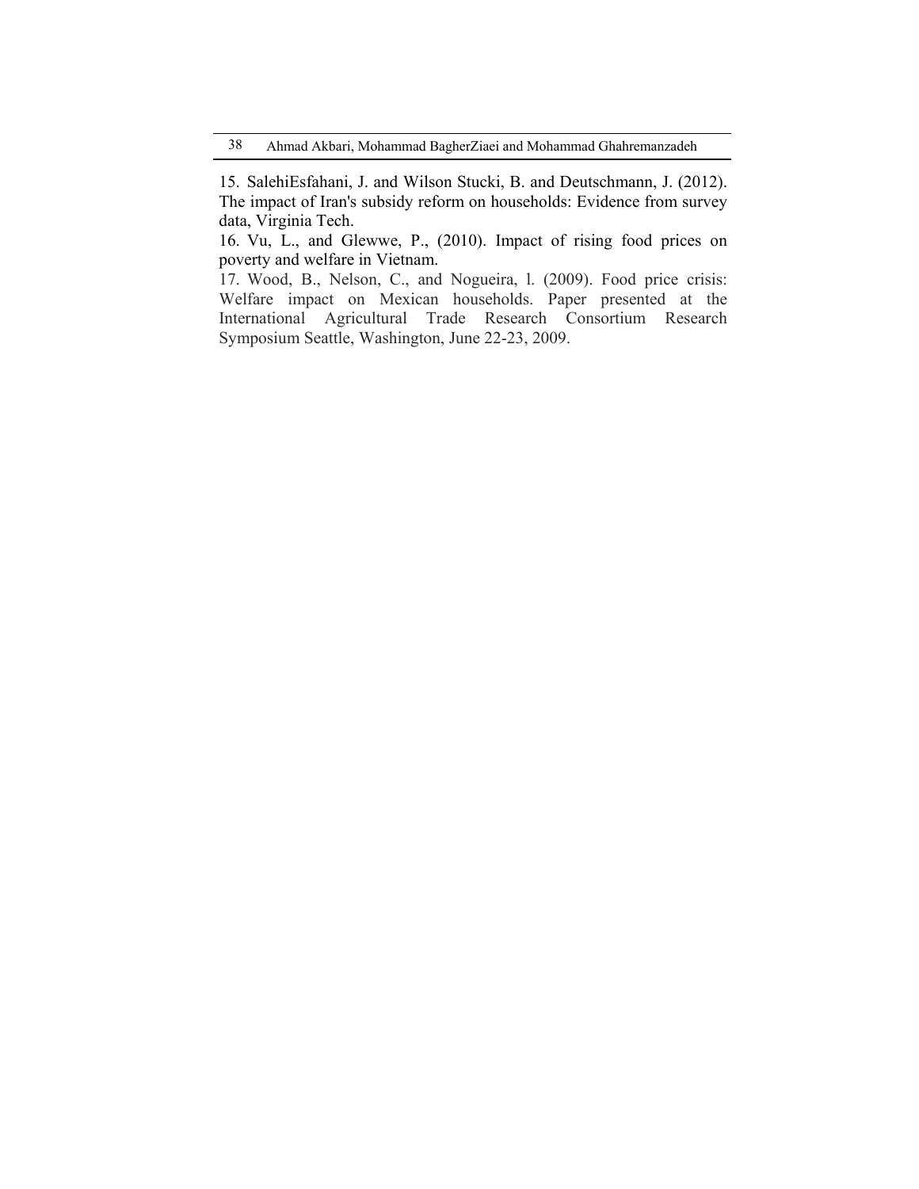15. SalehiEsfahani, J. and Wilson Stucki, B. and Deutschmann, J. (2012). The impact of Iran's subsidy reform on households: Evidence from survey data, Virginia Tech.

16. Vu, L., and Glewwe, P., (2010). Impact of rising food prices on poverty and welfare in Vietnam.

17. Wood, B., Nelson, C., and Nogueira, l. (2009). Food price crisis: Welfare impact on Mexican households. Paper presented at the International Agricultural Trade Research Consortium Research Symposium Seattle, Washington, June 22-23, 2009.